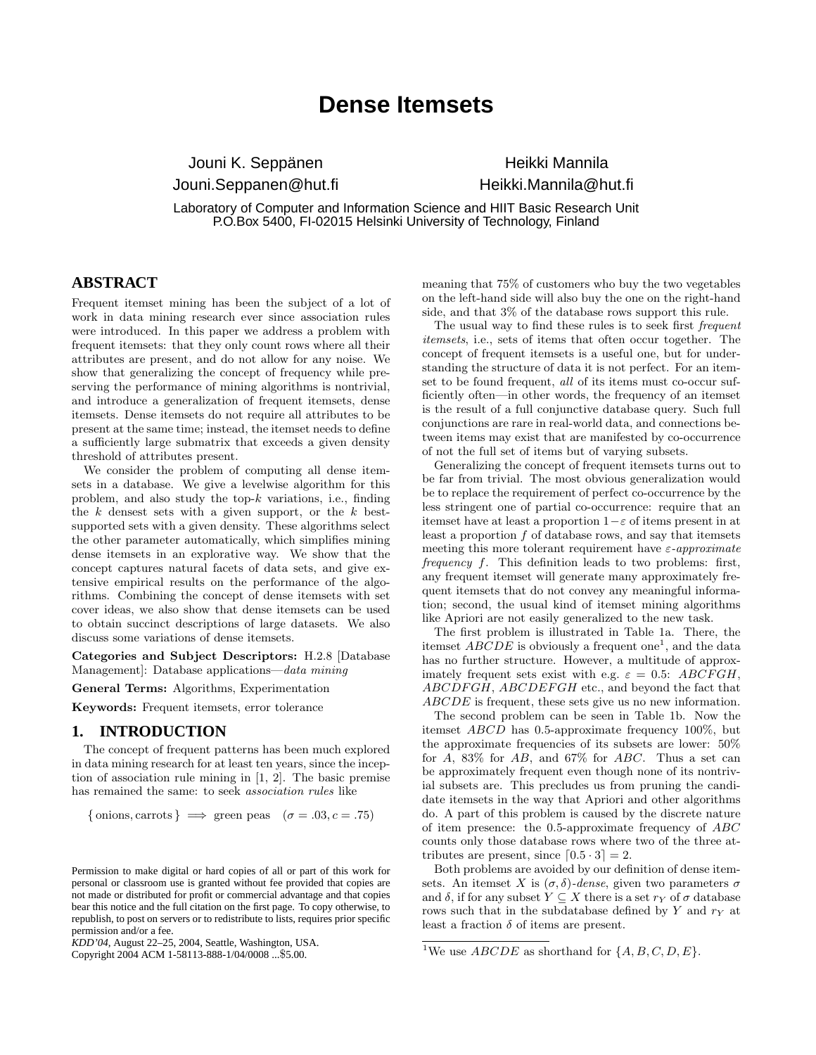# Dense Itemsets

Jouni K. Seppänen
Jouni.Seppanen@hut.fi

Heikki Mannila
Heikki.Mannila@hut.fi

Laboratory of Computer and Information Science and HIIT Basic Research Unit
P.O.Box 5400, FI-02015 Helsinki University of Technology, Finland

## ABSTRACT

Frequent itemset mining has been the subject of a lot of work in data mining research ever since association rules were introduced. In this paper we address a problem with frequent itemsets: that they only count rows where all their attributes are present, and do not allow for any noise. We show that generalizing the concept of frequency while preserving the performance of mining algorithms is nontrivial, and introduce a generalization of frequent itemsets, dense itemsets. Dense itemsets do not require all attributes to be present at the same time; instead, the itemset needs to define a sufficiently large submatrix that exceeds a given density threshold of attributes present.

We consider the problem of computing all dense itemsets in a database. We give a levelwise algorithm for this problem, and also study the top-$k$ variations, i.e., finding the $k$ densest sets with a given support, or the $k$ best-supported sets with a given density. These algorithms select the other parameter automatically, which simplifies mining dense itemsets in an explorative way. We show that the concept captures natural facets of data sets, and give extensive empirical results on the performance of the algorithms. Combining the concept of dense itemsets with set cover ideas, we also show that dense itemsets can be used to obtain succinct descriptions of large datasets. We also discuss some variations of dense itemsets.

**Categories and Subject Descriptors:** H.2.8 [Database Management]: Database applications—*data mining*

**General Terms:** Algorithms, Experimentation

**Keywords:** Frequent itemsets, error tolerance

## 1. INTRODUCTION

The concept of frequent patterns has been much explored in data mining research for at least ten years, since the inception of association rule mining in [1, 2]. The basic premise has remained the same: to seek *association rules* like

$$\{\,\text{onions}, \text{carrots}\,\} \implies \text{green peas} \quad (\sigma = .03, c = .75)$$

Permission to make digital or hard copies of all or part of this work for personal or classroom use is granted without fee provided that copies are not made or distributed for profit or commercial advantage and that copies bear this notice and the full citation on the first page. To copy otherwise, to republish, to post on servers or to redistribute to lists, requires prior specific permission and/or a fee.
*KDD'04,* August 22–25, 2004, Seattle, Washington, USA.
Copyright 2004 ACM 1-58113-888-1/04/0008 ...$5.00.

meaning that 75% of customers who buy the two vegetables on the left-hand side will also buy the one on the right-hand side, and that 3% of the database rows support this rule.

The usual way to find these rules is to seek first *frequent itemsets*, i.e., sets of items that often occur together. The concept of frequent itemsets is a useful one, but for understanding the structure of data it is not perfect. For an itemset to be found frequent, *all* of its items must co-occur sufficiently often—in other words, the frequency of an itemset is the result of a full conjunctive database query. Such full conjunctions are rare in real-world data, and connections between items may exist that are manifested by co-occurrence of not the full set of items but of varying subsets.

Generalizing the concept of frequent itemsets turns out to be far from trivial. The most obvious generalization would be to replace the requirement of perfect co-occurrence by the less stringent one of partial co-occurrence: require that an itemset have at least a proportion $1-\varepsilon$ of items present in at least a proportion $f$ of database rows, and say that itemsets meeting this more tolerant requirement have $\varepsilon$-*approximate frequency* $f$. This definition leads to two problems: first, any frequent itemset will generate many approximately frequent itemsets that do not convey any meaningful information; second, the usual kind of itemset mining algorithms like Apriori are not easily generalized to the new task.

The first problem is illustrated in Table 1a. There, the itemset $ABCDE$ is obviously a frequent one[1], and the data has no further structure. However, a multitude of approximately frequent sets exist with e.g. $\varepsilon = 0.5$: $ABCFGH$, $ABCDFGH$, $ABCDEFGH$ etc., and beyond the fact that $ABCDE$ is frequent, these sets give us no new information.

The second problem can be seen in Table 1b. Now the itemset $ABCD$ has 0.5-approximate frequency 100%, but the approximate frequencies of its subsets are lower: 50% for $A$, 83% for $AB$, and 67% for $ABC$. Thus a set can be approximately frequent even though none of its nontrivial subsets are. This precludes us from pruning the candidate itemsets in the way that Apriori and other algorithms do. A part of this problem is caused by the discrete nature of item presence: the 0.5-approximate frequency of $ABC$ counts only those database rows where two of the three attributes are present, since $\lceil 0.5 \cdot 3 \rceil = 2$.

Both problems are avoided by our definition of dense itemsets. An itemset $X$ is $(\sigma, \delta)$-*dense*, given two parameters $\sigma$ and $\delta$, if for any subset $Y \subseteq X$ there is a set $r_Y$ of $\sigma$ database rows such that in the subdatabase defined by $Y$ and $r_Y$ at least a fraction $\delta$ of items are present.

[1] We use $ABCDE$ as shorthand for $\{A, B, C, D, E\}$.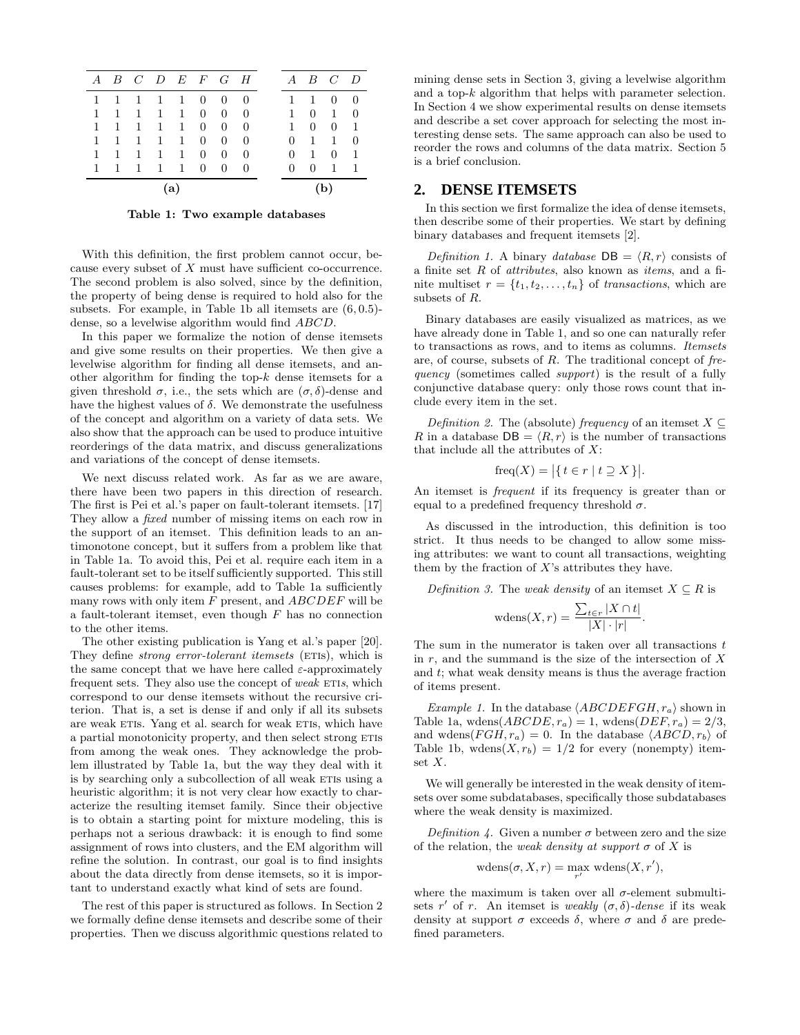| A | B | C | D | E | F | G | H |
|---|---|---|---|---|---|---|---|
| 1 | 1 | 1 | 1 | 1 | 0 | 0 | 0 |
| 1 | 1 | 1 | 1 | 1 | 0 | 0 | 0 |
| 1 | 1 | 1 | 1 | 1 | 0 | 0 | 0 |
| 1 | 1 | 1 | 1 | 1 | 0 | 0 | 0 |
| 1 | 1 | 1 | 1 | 1 | 0 | 0 | 0 |
| 1 | 1 | 1 | 1 | 1 | 0 | 0 | 0 |

**(a)**

| A | B | C | D |
|---|---|---|---|
| 1 | 1 | 0 | 0 |
| 1 | 0 | 1 | 0 |
| 1 | 0 | 0 | 1 |
| 0 | 1 | 1 | 0 |
| 0 | 1 | 0 | 1 |
| 0 | 0 | 1 | 1 |

**(b)**

**Table 1: Two example databases**

With this definition, the first problem cannot occur, because every subset of $X$ must have sufficient co-occurrence. The second problem is also solved, since by the definition, the property of being dense is required to hold also for the subsets. For example, in Table 1b all itemsets are $(6, 0.5)$-dense, so a levelwise algorithm would find $ABCD$.

In this paper we formalize the notion of dense itemsets and give some results on their properties. We then give a levelwise algorithm for finding all dense itemsets, and another algorithm for finding the top-$k$ dense itemsets for a given threshold $\sigma$, i.e., the sets which are $(\sigma, \delta)$-dense and have the highest values of $\delta$. We demonstrate the usefulness of the concept and algorithm on a variety of data sets. We also show that the approach can be used to produce intuitive reorderings of the data matrix, and discuss generalizations and variations of the concept of dense itemsets.

We next discuss related work. As far as we are aware, there have been two papers in this direction of research. The first is Pei et al.'s paper on fault-tolerant itemsets. [17] They allow a *fixed* number of missing items on each row in the support of an itemset. This definition leads to an antimonotone concept, but it suffers from a problem like that in Table 1a. To avoid this, Pei et al. require each item in a fault-tolerant set to be itself sufficiently supported. This still causes problems: for example, add to Table 1a sufficiently many rows with only item $F$ present, and $ABCDEF$ will be a fault-tolerant itemset, even though $F$ has no connection to the other items.

The other existing publication is Yang et al.'s paper [20]. They define *strong error-tolerant itemsets* (ETIs), which is the same concept that we have here called $\varepsilon$-approximately frequent sets. They also use the concept of *weak* ETI*s*, which correspond to our dense itemsets without the recursive criterion. That is, a set is dense if and only if all its subsets are weak ETIs. Yang et al. search for weak ETIs, which have a partial monotonicity property, and then select strong ETIs from among the weak ones. They acknowledge the problem illustrated by Table 1a, but the way they deal with it is by searching only a subcollection of all weak ETIs using a heuristic algorithm; it is not very clear how exactly to characterize the resulting itemset family. Since their objective is to obtain a starting point for mixture modeling, this is perhaps not a serious drawback: it is enough to find some assignment of rows into clusters, and the EM algorithm will refine the solution. In contrast, our goal is to find insights about the data directly from dense itemsets, so it is important to understand exactly what kind of sets are found.

The rest of this paper is structured as follows. In Section 2 we formally define dense itemsets and describe some of their properties. Then we discuss algorithmic questions related to mining dense sets in Section 3, giving a levelwise algorithm and a top-$k$ algorithm that helps with parameter selection. In Section 4 we show experimental results on dense itemsets and describe a set cover approach for selecting the most interesting dense sets. The same approach can also be used to reorder the rows and columns of the data matrix. Section 5 is a brief conclusion.

## 2. DENSE ITEMSETS

In this section we first formalize the idea of dense itemsets, then describe some of their properties. We start by defining binary databases and frequent itemsets [2].

*Definition 1.* A binary *database* $\mathsf{DB} = \langle R, r \rangle$ consists of a finite set $R$ of *attributes*, also known as *items*, and a finite multiset $r = \{t_1, t_2, \ldots, t_n\}$ of *transactions*, which are subsets of $R$.

Binary databases are easily visualized as matrices, as we have already done in Table 1, and so one can naturally refer to transactions as rows, and to items as columns. *Itemsets* are, of course, subsets of $R$. The traditional concept of *frequency* (sometimes called *support*) is the result of a fully conjunctive database query: only those rows count that include every item in the set.

*Definition 2.* The (absolute) *frequency* of an itemset $X \subseteq R$ in a database $\mathsf{DB} = \langle R, r \rangle$ is the number of transactions that include all the attributes of $X$:

$$\mathrm{freq}(X) = \big|\{\, t \in r \mid t \supseteq X \,\}\big|.$$

An itemset is *frequent* if its frequency is greater than or equal to a predefined frequency threshold $\sigma$.

As discussed in the introduction, this definition is too strict. It thus needs to be changed to allow some missing attributes: we want to count all transactions, weighting them by the fraction of $X$'s attributes they have.

*Definition 3.* The *weak density* of an itemset $X \subseteq R$ is

$$\mathrm{wdens}(X, r) = \frac{\sum_{t \in r} |X \cap t|}{|X| \cdot |r|}.$$

The sum in the numerator is taken over all transactions $t$ in $r$, and the summand is the size of the intersection of $X$ and $t$; what weak density means is thus the average fraction of items present.

*Example 1.* In the database $\langle ABCDEFGH, r_a \rangle$ shown in Table 1a, $\mathrm{wdens}(ABCDE, r_a) = 1$, $\mathrm{wdens}(DEF, r_a) = 2/3$, and $\mathrm{wdens}(FGH, r_a) = 0$. In the database $\langle ABCD, r_b \rangle$ of Table 1b, $\mathrm{wdens}(X, r_b) = 1/2$ for every (nonempty) itemset $X$.

We will generally be interested in the weak density of itemsets over some subdatabases, specifically those subdatabases where the weak density is maximized.

*Definition 4.* Given a number $\sigma$ between zero and the size of the relation, the *weak density at support* $\sigma$ of $X$ is

$$\mathrm{wdens}(\sigma, X, r) = \max_{r'} \mathrm{wdens}(X, r'),$$

where the maximum is taken over all $\sigma$-element submultisets $r'$ of $r$. An itemset is *weakly* $(\sigma, \delta)$*-dense* if its weak density at support $\sigma$ exceeds $\delta$, where $\sigma$ and $\delta$ are predefined parameters.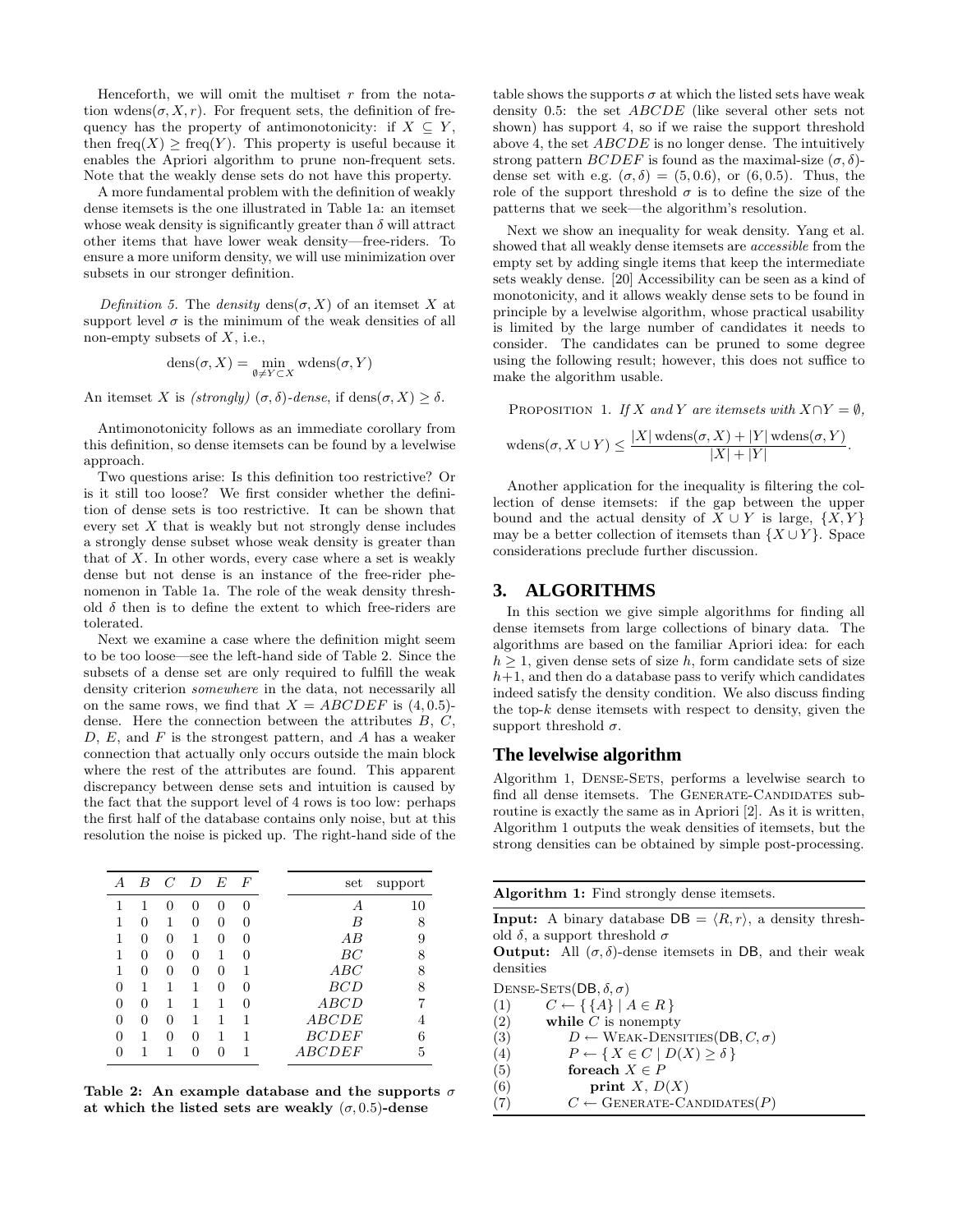Henceforth, we will omit the multiset $r$ from the notation $\text{wdens}(\sigma, X, r)$. For frequent sets, the definition of frequency has the property of antimonotonicity: if $X \subseteq Y$, then $\text{freq}(X) \geq \text{freq}(Y)$. This property is useful because it enables the Apriori algorithm to prune non-frequent sets. Note that the weakly dense sets do not have this property.

A more fundamental problem with the definition of weakly dense itemsets is the one illustrated in Table 1a: an itemset whose weak density is significantly greater than $\delta$ will attract other items that have lower weak density—free-riders. To ensure a more uniform density, we will use minimization over subsets in our stronger definition.

*Definition 5.* The *density* $\text{dens}(\sigma, X)$ of an itemset $X$ at support level $\sigma$ is the minimum of the weak densities of all non-empty subsets of $X$, i.e.,

$$\text{dens}(\sigma, X) = \min_{\emptyset \neq Y \subset X} \text{wdens}(\sigma, Y)$$

An itemset $X$ is *(strongly)* $(\sigma, \delta)$*-dense*, if $\text{dens}(\sigma, X) \geq \delta$.

Antimonotonicity follows as an immediate corollary from this definition, so dense itemsets can be found by a levelwise approach.

Two questions arise: Is this definition too restrictive? Or is it still too loose? We first consider whether the definition of dense sets is too restrictive. It can be shown that every set $X$ that is weakly but not strongly dense includes a strongly dense subset whose weak density is greater than that of $X$. In other words, every case where a set is weakly dense but not dense is an instance of the free-rider phenomenon in Table 1a. The role of the weak density threshold $\delta$ then is to define the extent to which free-riders are tolerated.

Next we examine a case where the definition might seem to be too loose—see the left-hand side of Table 2. Since the subsets of a dense set are only required to fulfill the weak density criterion *somewhere* in the data, not necessarily all on the same rows, we find that $X = ABCDEF$ is $(4, 0.5)$-dense. Here the connection between the attributes $B$, $C$, $D$, $E$, and $F$ is the strongest pattern, and $A$ has a weaker connection that actually only occurs outside the main block where the rest of the attributes are found. This apparent discrepancy between dense sets and intuition is caused by the fact that the support level of 4 rows is too low: perhaps the first half of the database contains only noise, but at this resolution the noise is picked up. The right-hand side of the table shows the supports $\sigma$ at which the listed sets have weak density 0.5: the set $ABCDE$ (like several other sets not shown) has support 4, so if we raise the support threshold above 4, the set $ABCDE$ is no longer dense. The intuitively strong pattern $BCDEF$ is found as the maximal-size $(\sigma, \delta)$-dense set with e.g. $(\sigma, \delta) = (5, 0.6)$, or $(6, 0.5)$. Thus, the role of the support threshold $\sigma$ is to define the size of the patterns that we seek—the algorithm's resolution.

| $A$ | $B$ | $C$ | $D$ | $E$ | $F$ |
|---|---|---|---|---|---|
| 1 | 1 | 0 | 0 | 0 | 0 |
| 1 | 0 | 1 | 0 | 0 | 0 |
| 1 | 0 | 0 | 1 | 0 | 0 |
| 1 | 0 | 0 | 0 | 1 | 0 |
| 1 | 0 | 0 | 0 | 0 | 1 |
| 0 | 1 | 1 | 1 | 0 | 0 |
| 0 | 0 | 1 | 1 | 1 | 0 |
| 0 | 0 | 0 | 1 | 1 | 1 |
| 0 | 1 | 0 | 0 | 1 | 1 |
| 0 | 1 | 1 | 0 | 0 | 1 |

| set | support |
|---|---|
| $A$ | 10 |
| $B$ | 8 |
| $AB$ | 9 |
| $BC$ | 8 |
| $ABC$ | 8 |
| $BCD$ | 8 |
| $ABCD$ | 7 |
| $ABCDE$ | 4 |
| $BCDEF$ | 6 |
| $ABCDEF$ | 5 |

**Table 2: An example database and the supports $\sigma$ at which the listed sets are weakly $(\sigma, 0.5)$-dense**

Next we show an inequality for weak density. Yang et al. showed that all weakly dense itemsets are *accessible* from the empty set by adding single items that keep the intermediate sets weakly dense. [20] Accessibility can be seen as a kind of monotonicity, and it allows weakly dense sets to be found in principle by a levelwise algorithm, whose practical usability is limited by the large number of candidates it needs to consider. The candidates can be pruned to some degree using the following result; however, this does not suffice to make the algorithm usable.

PROPOSITION 1. *If $X$ and $Y$ are itemsets with $X \cap Y = \emptyset$,*

$$\text{wdens}(\sigma, X \cup Y) \leq \frac{|X| \, \text{wdens}(\sigma, X) + |Y| \, \text{wdens}(\sigma, Y)}{|X| + |Y|}.$$

Another application for the inequality is filtering the collection of dense itemsets: if the gap between the upper bound and the actual density of $X \cup Y$ is large, $\{X, Y\}$ may be a better collection of itemsets than $\{X \cup Y\}$. Space considerations preclude further discussion.

## 3. ALGORITHMS

In this section we give simple algorithms for finding all dense itemsets from large collections of binary data. The algorithms are based on the familiar Apriori idea: for each $h \geq 1$, given dense sets of size $h$, form candidate sets of size $h+1$, and then do a database pass to verify which candidates indeed satisfy the density condition. We also discuss finding the top-$k$ dense itemsets with respect to density, given the support threshold $\sigma$.

### The levelwise algorithm

Algorithm 1, DENSE-SETS, performs a levelwise search to find all dense itemsets. The GENERATE-CANDIDATES subroutine is exactly the same as in Apriori [2]. As it is written, Algorithm 1 outputs the weak densities of itemsets, but the strong densities can be obtained by simple post-processing.

**Algorithm 1:** Find strongly dense itemsets.

**Input:** A binary database $\mathsf{DB} = \langle R, r \rangle$, a density threshold $\delta$, a support threshold $\sigma$

**Output:** All $(\sigma, \delta)$-dense itemsets in DB, and their weak densities

```
DENSE-SETS(DB, δ, σ)
(1)   C ← { {A} | A ∈ R }
(2)   while C is nonempty
(3)       D ← WEAK-DENSITIES(DB, C, σ)
(4)       P ← { X ∈ C | D(X) ≥ δ }
(5)       foreach X ∈ P
(6)           print X, D(X)
(7)       C ← GENERATE-CANDIDATES(P)
```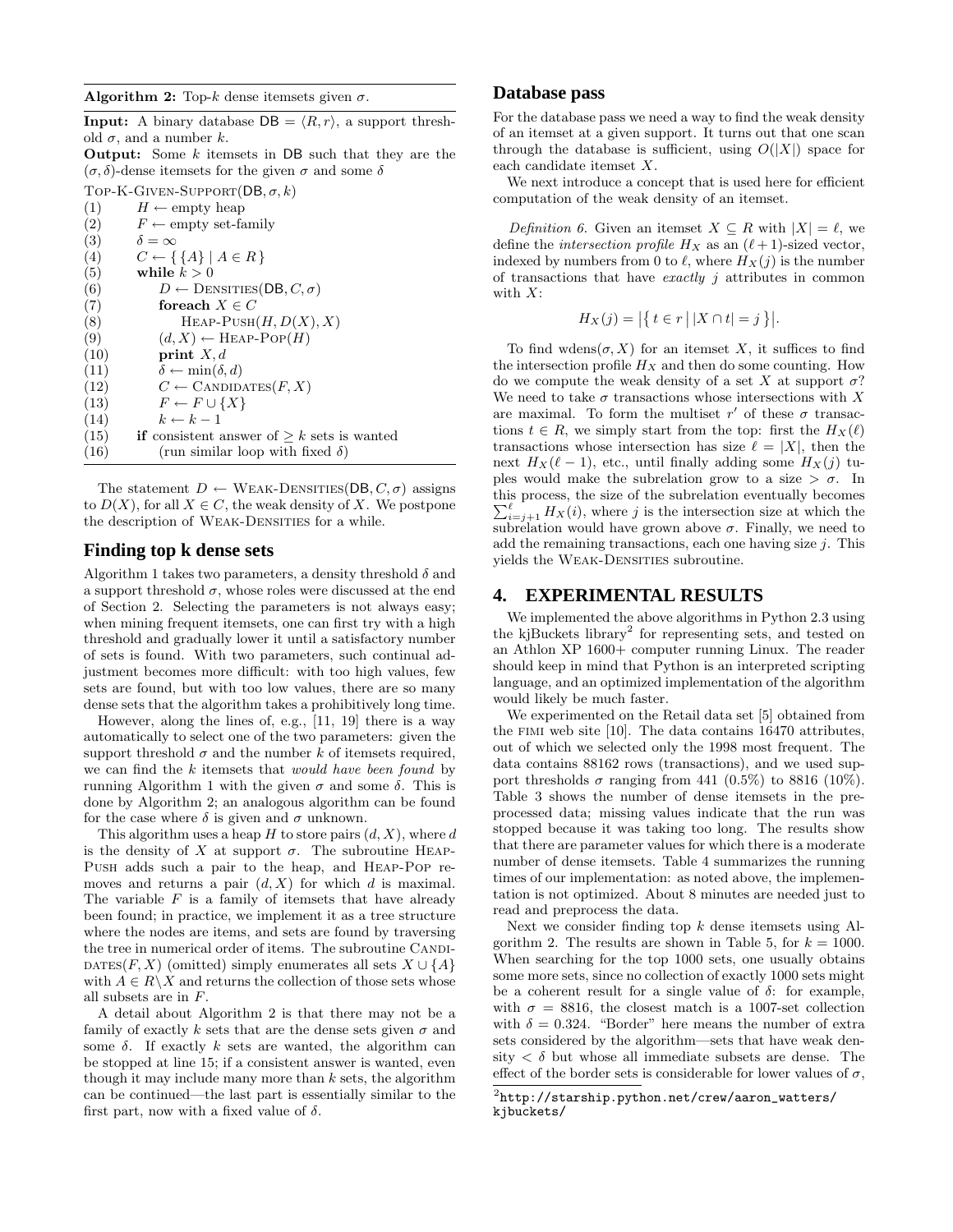**Algorithm 2:** Top-$k$ dense itemsets given $\sigma$.

**Input:** A binary database $\mathsf{DB} = \langle R, r \rangle$, a support threshold $\sigma$, and a number $k$.
**Output:** Some $k$ itemsets in $\mathsf{DB}$ such that they are the $(\sigma, \delta)$-dense itemsets for the given $\sigma$ and some $\delta$

```
Top-K-Given-Support(DB, σ, k)
(1)   H ← empty heap
(2)   F ← empty set-family
(3)   δ = ∞
(4)   C ← { {A} | A ∈ R }
(5)   while k > 0
(6)       D ← Densities(DB, C, σ)
(7)       foreach X ∈ C
(8)           Heap-Push(H, D(X), X)
(9)       (d, X) ← Heap-Pop(H)
(10)      print X, d
(11)      δ ← min(δ, d)
(12)      C ← Candidates(F, X)
(13)      F ← F ∪ {X}
(14)      k ← k − 1
(15)  if consistent answer of ≥ k sets is wanted
(16)      (run similar loop with fixed δ)
```

The statement $D \leftarrow$ Weak-Densities($\mathsf{DB}, C, \sigma$) assigns to $D(X)$, for all $X \in C$, the weak density of $X$. We postpone the description of Weak-Densities for a while.

## Finding top k dense sets

Algorithm 1 takes two parameters, a density threshold $\delta$ and a support threshold $\sigma$, whose roles were discussed at the end of Section 2. Selecting the parameters is not always easy; when mining frequent itemsets, one can first try with a high threshold and gradually lower it until a satisfactory number of sets is found. With two parameters, such continual adjustment becomes more difficult: with too high values, few sets are found, but with too low values, there are so many dense sets that the algorithm takes a prohibitively long time.

However, along the lines of, e.g., [11, 19] there is a way automatically to select one of the two parameters: given the support threshold $\sigma$ and the number $k$ of itemsets required, we can find the $k$ itemsets that *would have been found* by running Algorithm 1 with the given $\sigma$ and some $\delta$. This is done by Algorithm 2; an analogous algorithm can be found for the case where $\delta$ is given and $\sigma$ unknown.

This algorithm uses a heap $H$ to store pairs $(d, X)$, where $d$ is the density of $X$ at support $\sigma$. The subroutine Heap-Push adds such a pair to the heap, and Heap-Pop removes and returns a pair $(d, X)$ for which $d$ is maximal. The variable $F$ is a family of itemsets that have already been found; in practice, we implement it as a tree structure where the nodes are items, and sets are found by traversing the tree in numerical order of items. The subroutine Candidates($F, X$) (omitted) simply enumerates all sets $X \cup \{A\}$ with $A \in R \backslash X$ and returns the collection of those sets whose all subsets are in $F$.

A detail about Algorithm 2 is that there may not be a family of exactly $k$ sets that are the dense sets given $\sigma$ and some $\delta$. If exactly $k$ sets are wanted, the algorithm can be stopped at line 15; if a consistent answer is wanted, even though it may include many more than $k$ sets, the algorithm can be continued—the last part is essentially similar to the first part, now with a fixed value of $\delta$.

## Database pass

For the database pass we need a way to find the weak density of an itemset at a given support. It turns out that one scan through the database is sufficient, using $O(|X|)$ space for each candidate itemset $X$.

We next introduce a concept that is used here for efficient computation of the weak density of an itemset.

*Definition 6.* Given an itemset $X \subseteq R$ with $|X| = \ell$, we define the *intersection profile* $H_X$ as an $(\ell + 1)$-sized vector, indexed by numbers from 0 to $\ell$, where $H_X(j)$ is the number of transactions that have *exactly* $j$ attributes in common with $X$:

$$H_X(j) = \big|\{\, t \in r \mid |X \cap t| = j \,\}\big|.$$

To find wdens($\sigma, X$) for an itemset $X$, it suffices to find the intersection profile $H_X$ and then do some counting. How do we compute the weak density of a set $X$ at support $\sigma$? We need to take $\sigma$ transactions whose intersections with $X$ are maximal. To form the multiset $r'$ of these $\sigma$ transactions $t \in R$, we simply start from the top: first the $H_X(\ell)$ transactions whose intersection has size $\ell = |X|$, then the next $H_X(\ell - 1)$, etc., until finally adding some $H_X(j)$ tuples would make the subrelation grow to a size $> \sigma$. In this process, the size of the subrelation eventually becomes $\sum_{i=j+1}^{\ell} H_X(i)$, where $j$ is the intersection size at which the subrelation would have grown above $\sigma$. Finally, we need to add the remaining transactions, each one having size $j$. This yields the Weak-Densities subroutine.

# 4. EXPERIMENTAL RESULTS

We implemented the above algorithms in Python 2.3 using the kjBuckets library[2] for representing sets, and tested on an Athlon XP 1600+ computer running Linux. The reader should keep in mind that Python is an interpreted scripting language, and an optimized implementation of the algorithm would likely be much faster.

We experimented on the Retail data set [5] obtained from the FIMI web site [10]. The data contains 16470 attributes, out of which we selected only the 1998 most frequent. The data contains 88162 rows (transactions), and we used support thresholds $\sigma$ ranging from 441 (0.5%) to 8816 (10%). Table 3 shows the number of dense itemsets in the preprocessed data; missing values indicate that the run was stopped because it was taking too long. The results show that there are parameter values for which there is a moderate number of dense itemsets. Table 4 summarizes the running times of our implementation: as noted above, the implementation is not optimized. About 8 minutes are needed just to read and preprocess the data.

Next we consider finding top $k$ dense itemsets using Algorithm 2. The results are shown in Table 5, for $k = 1000$. When searching for the top 1000 sets, one usually obtains some more sets, since no collection of exactly 1000 sets might be a coherent result for a single value of $\delta$: for example, with $\sigma = 8816$, the closest match is a 1007-set collection with $\delta = 0.324$. "Border" here means the number of extra sets considered by the algorithm—sets that have weak density $< \delta$ but whose all immediate subsets are dense. The effect of the border sets is considerable for lower values of $\sigma$,

[2] http://starship.python.net/crew/aaron_watters/kjbuckets/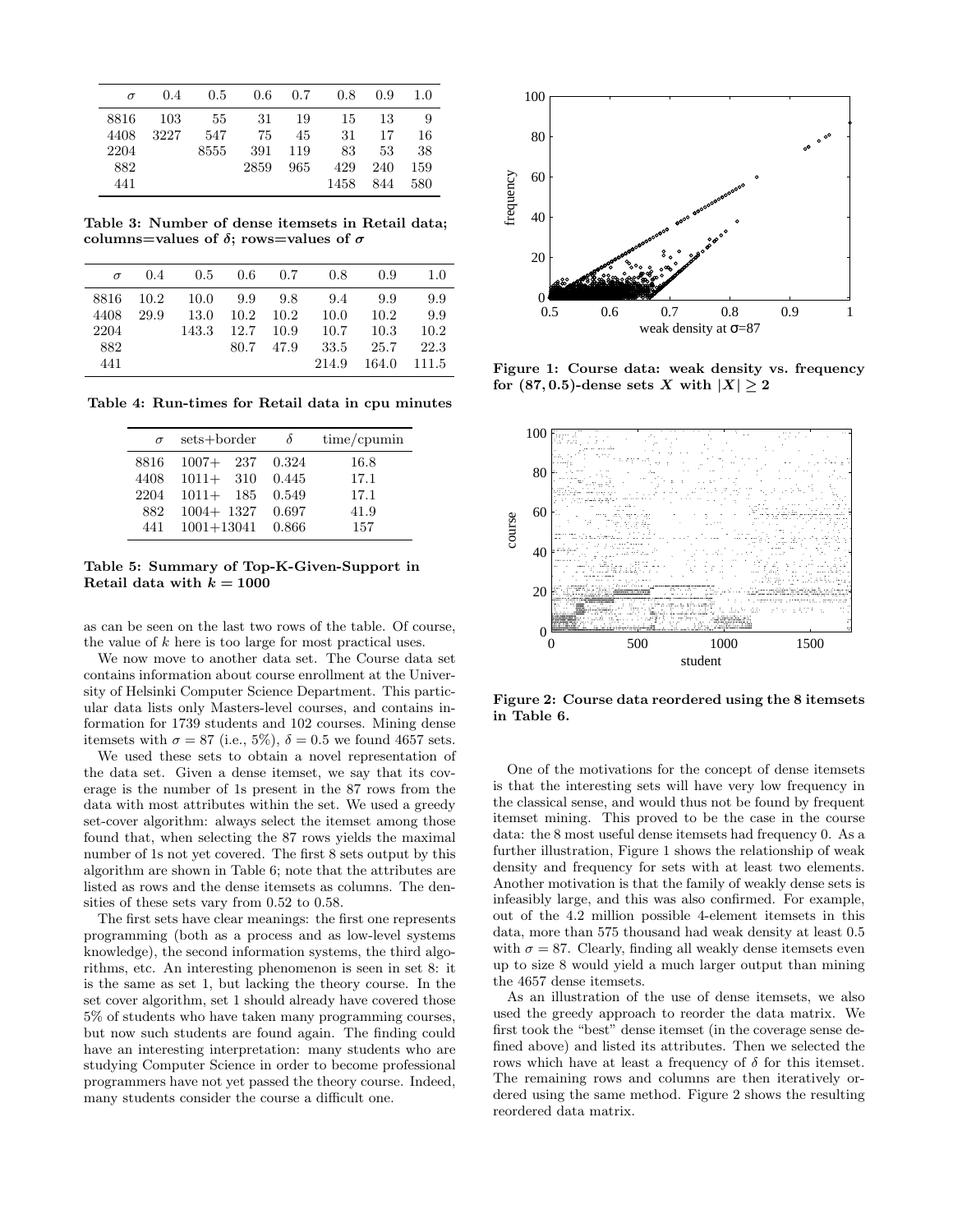| $\sigma$ | 0.4 | 0.5 | 0.6 | 0.7 | 0.8 | 0.9 | 1.0 |
|---|---|---|---|---|---|---|---|
| 8816 | 103 | 55 | 31 | 19 | 15 | 13 | 9 |
| 4408 | 3227 | 547 | 75 | 45 | 31 | 17 | 16 |
| 2204 | | 8555 | 391 | 119 | 83 | 53 | 38 |
| 882 | | | 2859 | 965 | 429 | 240 | 159 |
| 441 | | | | | 1458 | 844 | 580 |

**Table 3: Number of dense itemsets in Retail data; columns=values of $\delta$; rows=values of $\sigma$**

| $\sigma$ | 0.4 | 0.5 | 0.6 | 0.7 | 0.8 | 0.9 | 1.0 |
|---|---|---|---|---|---|---|---|
| 8816 | 10.2 | 10.0 | 9.9 | 9.8 | 9.4 | 9.9 | 9.9 |
| 4408 | 29.9 | 13.0 | 10.2 | 10.2 | 10.0 | 10.2 | 9.9 |
| 2204 | | 143.3 | 12.7 | 10.9 | 10.7 | 10.3 | 10.2 |
| 882 | | | 80.7 | 47.9 | 33.5 | 25.7 | 22.3 |
| 441 | | | | | 214.9 | 164.0 | 111.5 |

**Table 4: Run-times for Retail data in cpu minutes**

| $\sigma$ | sets+border | $\delta$ | time/cpumin |
|---|---|---|---|
| 8816 | 1007+ 237 | 0.324 | 16.8 |
| 4408 | 1011+ 310 | 0.445 | 17.1 |
| 2204 | 1011+ 185 | 0.549 | 17.1 |
| 882 | 1004+ 1327 | 0.697 | 41.9 |
| 441 | 1001+13041 | 0.866 | 157 |

**Table 5: Summary of Top-K-Given-Support in Retail data with $k = 1000$**

as can be seen on the last two rows of the table. Of course, the value of $k$ here is too large for most practical uses.

We now move to another data set. The Course data set contains information about course enrollment at the University of Helsinki Computer Science Department. This particular data lists only Masters-level courses, and contains information for 1739 students and 102 courses. Mining dense itemsets with $\sigma = 87$ (i.e., 5%), $\delta = 0.5$ we found 4657 sets.

We used these sets to obtain a novel representation of the data set. Given a dense itemset, we say that its coverage is the number of 1s present in the 87 rows from the data with most attributes within the set. We used a greedy set-cover algorithm: always select the itemset among those found that, when selecting the 87 rows yields the maximal number of 1s not yet covered. The first 8 sets output by this algorithm are shown in Table 6; note that the attributes are listed as rows and the dense itemsets as columns. The densities of these sets vary from 0.52 to 0.58.

The first sets have clear meanings: the first one represents programming (both as a process and as low-level systems knowledge), the second information systems, the third algorithms, etc. An interesting phenomenon is seen in set 8: it is the same as set 1, but lacking the theory course. In the set cover algorithm, set 1 should already have covered those 5% of students who have taken many programming courses, but now such students are found again. The finding could have an interesting interpretation: many students who are studying Computer Science in order to become professional programmers have not yet passed the theory course. Indeed, many students consider the course a difficult one.

**Figure 1: Course data: weak density vs. frequency for $(87, 0.5)$-dense sets $X$ with $|X| \geq 2$**

**Figure 2: Course data reordered using the 8 itemsets in Table 6.**

One of the motivations for the concept of dense itemsets is that the interesting sets will have very low frequency in the classical sense, and would thus not be found by frequent itemset mining. This proved to be the case in the course data: the 8 most useful dense itemsets had frequency 0. As a further illustration, Figure 1 shows the relationship of weak density and frequency for sets with at least two elements. Another motivation is that the family of weakly dense sets is infeasibly large, and this was also confirmed. For example, out of the 4.2 million possible 4-element itemsets in this data, more than 575 thousand had weak density at least 0.5 with $\sigma = 87$. Clearly, finding all weakly dense itemsets even up to size 8 would yield a much larger output than mining the 4657 dense itemsets.

As an illustration of the use of dense itemsets, we also used the greedy approach to reorder the data matrix. We first took the "best" dense itemset (in the coverage sense defined above) and listed its attributes. Then we selected the rows which have at least a frequency of $\delta$ for this itemset. The remaining rows and columns are then iteratively ordered using the same method. Figure 2 shows the resulting reordered data matrix.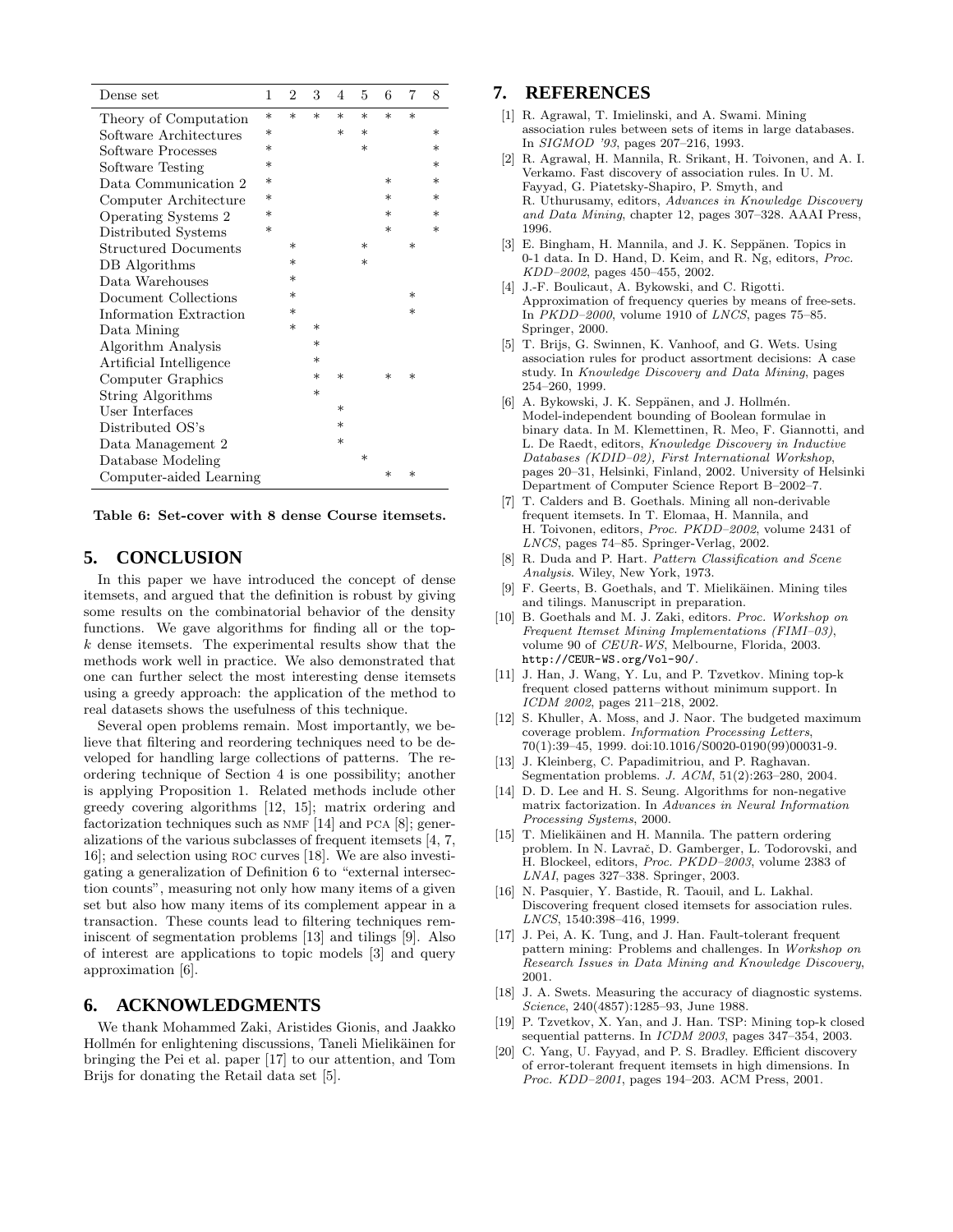| Dense set | 1 | 2 | 3 | 4 | 5 | 6 | 7 | 8 |
|---|---|---|---|---|---|---|---|---|
| Theory of Computation | * | * | * | * | * | * | * | |
| Software Architectures | * | | | * | * | | | * |
| Software Processes | * | | | | * | | | * |
| Software Testing | * | | | | | | | * |
| Data Communication 2 | * | | | | | * | | * |
| Computer Architecture | * | | | | | * | | * |
| Operating Systems 2 | * | | | | | * | | * |
| Distributed Systems | * | | | | | * | | * |
| Structured Documents | | * | | | * | | * | |
| DB Algorithms | | * | | | * | | | |
| Data Warehouses | | * | | | | | | |
| Document Collections | | * | | | | | * | |
| Information Extraction | | * | | | | | * | |
| Data Mining | | * | * | | | | | |
| Algorithm Analysis | | | * | | | | | |
| Artificial Intelligence | | | * | | | | | |
| Computer Graphics | | | * | * | | * | * | |
| String Algorithms | | | * | | | | | |
| User Interfaces | | | | * | | | | |
| Distributed OS's | | | | * | | | | |
| Data Management 2 | | | | * | | | | |
| Database Modeling | | | | | * | | | |
| Computer-aided Learning | | | | | | * | * | |

**Table 6: Set-cover with 8 dense Course itemsets.**

## 5. CONCLUSION

In this paper we have introduced the concept of dense itemsets, and argued that the definition is robust by giving some results on the combinatorial behavior of the density functions. We gave algorithms for finding all or the top-$k$ dense itemsets. The experimental results show that the methods work well in practice. We also demonstrated that one can further select the most interesting dense itemsets using a greedy approach: the application of the method to real datasets shows the usefulness of this technique.

Several open problems remain. Most importantly, we believe that filtering and reordering techniques need to be developed for handling large collections of patterns. The reordering technique of Section 4 is one possibility; another is applying Proposition 1. Related methods include other greedy covering algorithms [12, 15]; matrix ordering and factorization techniques such as NMF [14] and PCA [8]; generalizations of the various subclasses of frequent itemsets [4, 7, 16]; and selection using ROC curves [18]. We are also investigating a generalization of Definition 6 to "external intersection counts", measuring not only how many items of a given set but also how many items of its complement appear in a transaction. These counts lead to filtering techniques reminiscent of segmentation problems [13] and tilings [9]. Also of interest are applications to topic models [3] and query approximation [6].

## 6. ACKNOWLEDGMENTS

We thank Mohammed Zaki, Aristides Gionis, and Jaakko Hollmén for enlightening discussions, Taneli Mielikäinen for bringing the Pei et al. paper [17] to our attention, and Tom Brijs for donating the Retail data set [5].

## 7. REFERENCES

[1] R. Agrawal, T. Imielinski, and A. Swami. Mining association rules between sets of items in large databases. In *SIGMOD '93*, pages 207–216, 1993.

[2] R. Agrawal, H. Mannila, R. Srikant, H. Toivonen, and A. I. Verkamo. Fast discovery of association rules. In U. M. Fayyad, G. Piatetsky-Shapiro, P. Smyth, and R. Uthurusamy, editors, *Advances in Knowledge Discovery and Data Mining*, chapter 12, pages 307–328. AAAI Press, 1996.

[3] E. Bingham, H. Mannila, and J. K. Seppänen. Topics in 0-1 data. In D. Hand, D. Keim, and R. Ng, editors, *Proc. KDD–2002*, pages 450–455, 2002.

[4] J.-F. Boulicaut, A. Bykowski, and C. Rigotti. Approximation of frequency queries by means of free-sets. In *PKDD–2000*, volume 1910 of *LNCS*, pages 75–85. Springer, 2000.

[5] T. Brijs, G. Swinnen, K. Vanhoof, and G. Wets. Using association rules for product assortment decisions: A case study. In *Knowledge Discovery and Data Mining*, pages 254–260, 1999.

[6] A. Bykowski, J. K. Seppänen, and J. Hollmén. Model-independent bounding of Boolean formulae in binary data. In M. Klemettinen, R. Meo, F. Giannotti, and L. De Raedt, editors, *Knowledge Discovery in Inductive Databases (KDID–02), First International Workshop*, pages 20–31, Helsinki, Finland, 2002. University of Helsinki Department of Computer Science Report B–2002–7.

[7] T. Calders and B. Goethals. Mining all non-derivable frequent itemsets. In T. Elomaa, H. Mannila, and H. Toivonen, editors, *Proc. PKDD–2002*, volume 2431 of *LNCS*, pages 74–85. Springer-Verlag, 2002.

[8] R. Duda and P. Hart. *Pattern Classification and Scene Analysis*. Wiley, New York, 1973.

[9] F. Geerts, B. Goethals, and T. Mielikäinen. Mining tiles and tilings. Manuscript in preparation.

[10] B. Goethals and M. J. Zaki, editors. *Proc. Workshop on Frequent Itemset Mining Implementations (FIMI–03)*, volume 90 of *CEUR-WS*, Melbourne, Florida, 2003. `http://CEUR-WS.org/Vol-90/`.

[11] J. Han, J. Wang, Y. Lu, and P. Tzvetkov. Mining top-k frequent closed patterns without minimum support. In *ICDM 2002*, pages 211–218, 2002.

[12] S. Khuller, A. Moss, and J. Naor. The budgeted maximum coverage problem. *Information Processing Letters*, 70(1):39–45, 1999. doi:10.1016/S0020-0190(99)00031-9.

[13] J. Kleinberg, C. Papadimitriou, and P. Raghavan. Segmentation problems. *J. ACM*, 51(2):263–280, 2004.

[14] D. D. Lee and H. S. Seung. Algorithms for non-negative matrix factorization. In *Advances in Neural Information Processing Systems*, 2000.

[15] T. Mielikäinen and H. Mannila. The pattern ordering problem. In N. Lavrač, D. Gamberger, L. Todorovski, and H. Blockeel, editors, *Proc. PKDD–2003*, volume 2383 of *LNAI*, pages 327–338. Springer, 2003.

[16] N. Pasquier, Y. Bastide, R. Taouil, and L. Lakhal. Discovering frequent closed itemsets for association rules. *LNCS*, 1540:398–416, 1999.

[17] J. Pei, A. K. Tung, and J. Han. Fault-tolerant frequent pattern mining: Problems and challenges. In *Workshop on Research Issues in Data Mining and Knowledge Discovery*, 2001.

[18] J. A. Swets. Measuring the accuracy of diagnostic systems. *Science*, 240(4857):1285–93, June 1988.

[19] P. Tzvetkov, X. Yan, and J. Han. TSP: Mining top-k closed sequential patterns. In *ICDM 2003*, pages 347–354, 2003.

[20] C. Yang, U. Fayyad, and P. S. Bradley. Efficient discovery of error-tolerant frequent itemsets in high dimensions. In *Proc. KDD–2001*, pages 194–203. ACM Press, 2001.